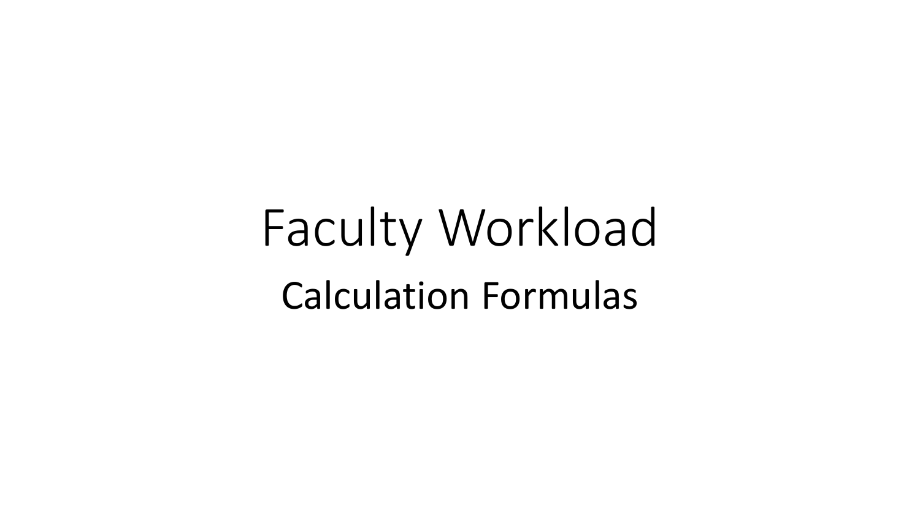# Faculty Workload

## Calculation Formulas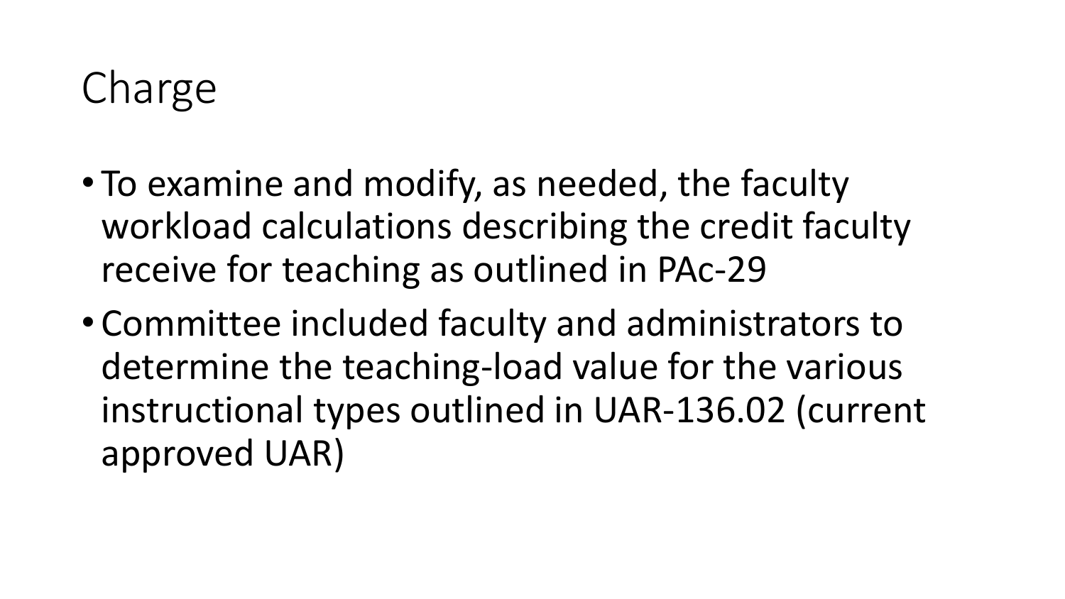# Charge

- To examine and modify, as needed, the faculty workload calculations describing the credit faculty receive for teaching as outlined in PAc-29
- Committee included faculty and administrators to determine the teaching-load value for the various instructional types outlined in UAR-136.02 (current approved UAR)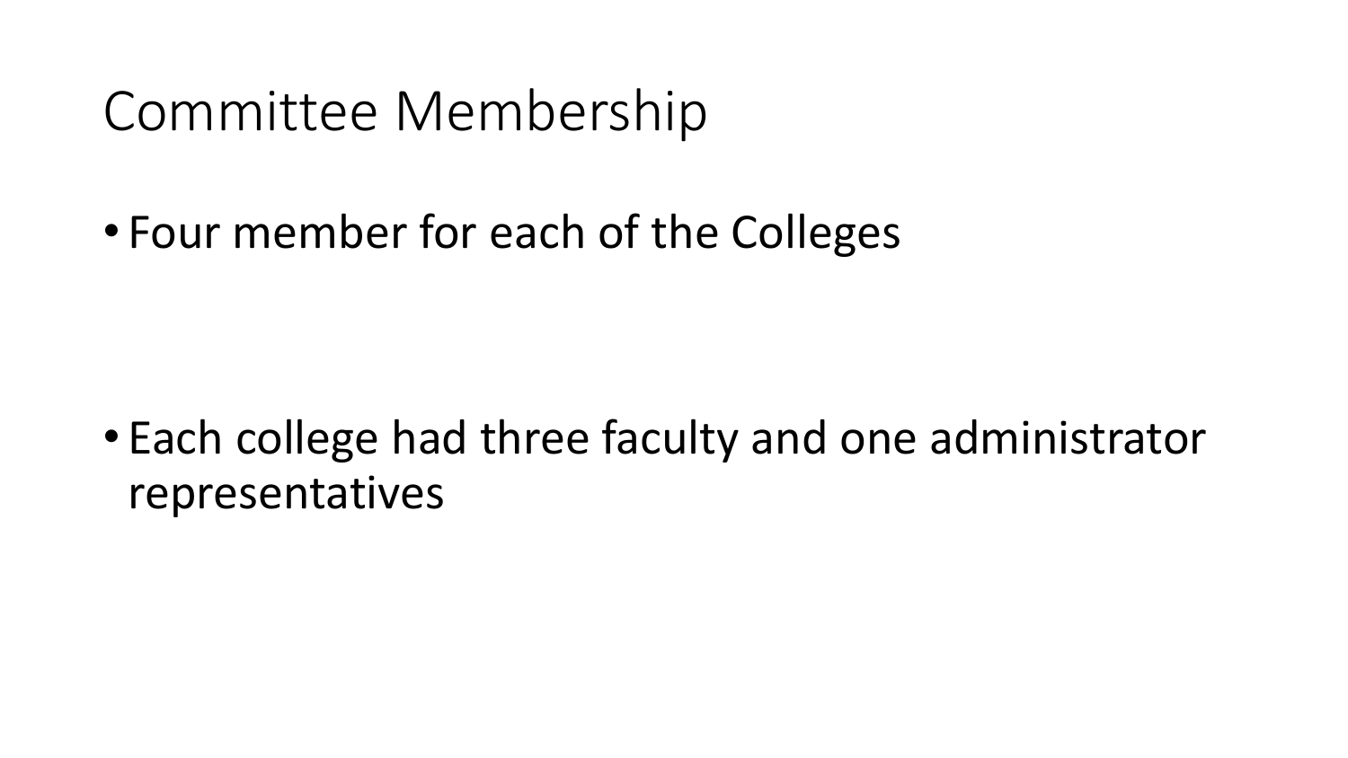# Committee Membership

- Four member for each of the Colleges

- Each college had three faculty and one administrator representatives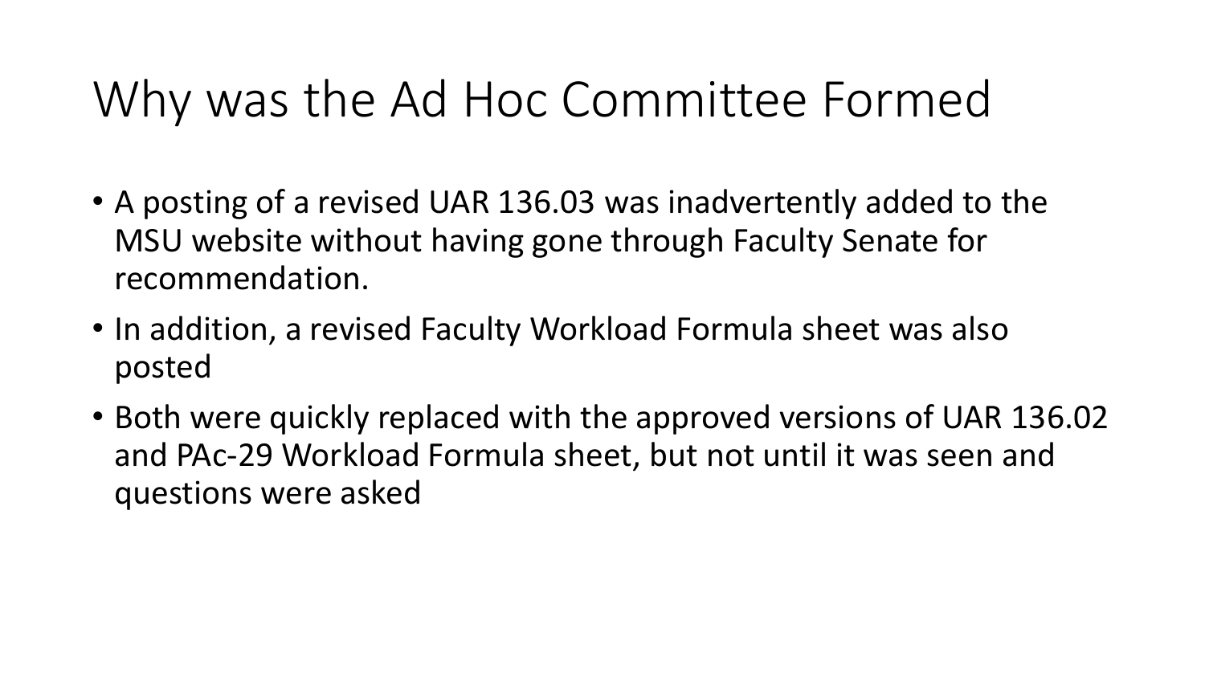# Why was the Ad Hoc Committee Formed

- A posting of a revised UAR 136.03 was inadvertently added to the MSU website without having gone through Faculty Senate for recommendation.
- In addition, a revised Faculty Workload Formula sheet was also posted
- Both were quickly replaced with the approved versions of UAR 136.02 and PAc-29 Workload Formula sheet, but not until it was seen and questions were asked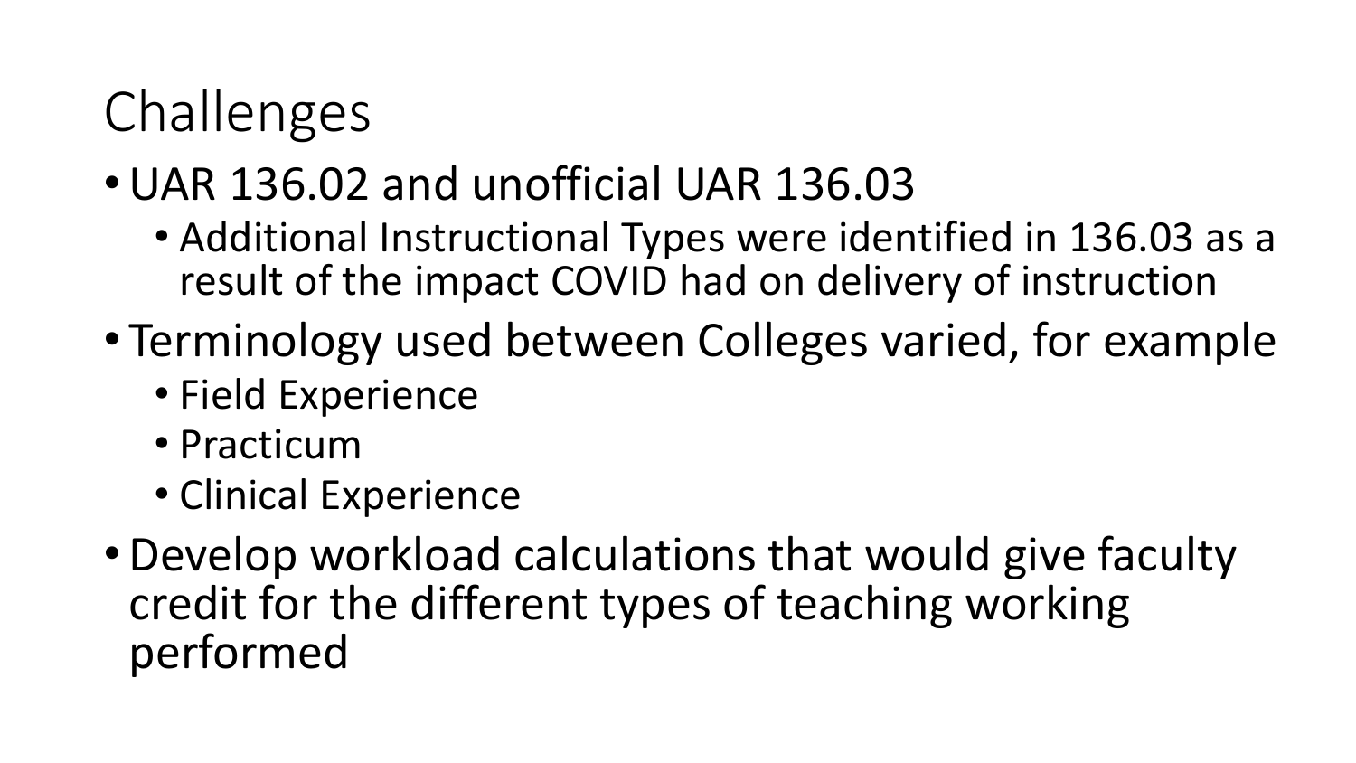# Challenges

- UAR 136.02 and unofficial UAR 136.03
  - Additional Instructional Types were identified in 136.03 as a result of the impact COVID had on delivery of instruction
- Terminology used between Colleges varied, for example
  - Field Experience
  - Practicum
  - Clinical Experience
- Develop workload calculations that would give faculty credit for the different types of teaching working performed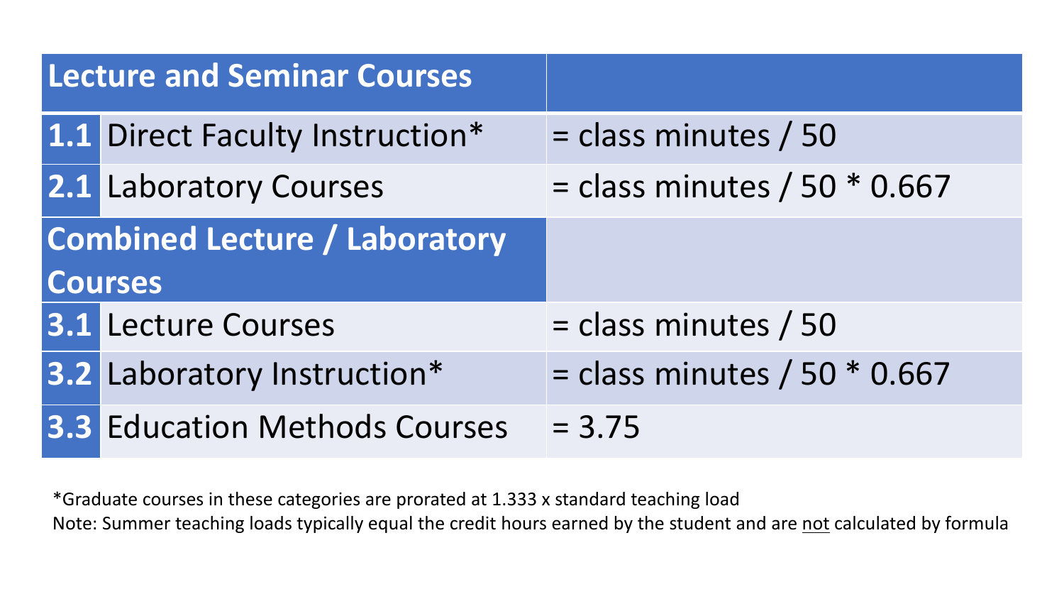| | | |
|---|---|---|
| **Lecture and Seminar Courses** | | |
| **1.1** | Direct Faculty Instruction* | = class minutes / 50 |
| **2.1** | Laboratory Courses | = class minutes / 50 * 0.667 |
| **Combined Lecture / Laboratory Courses** | | |
| **3.1** | Lecture Courses | = class minutes / 50 |
| **3.2** | Laboratory Instruction* | = class minutes / 50 * 0.667 |
| **3.3** | Education Methods Courses | = 3.75 |

*Graduate courses in these categories are prorated at 1.333 x standard teaching load

Note: Summer teaching loads typically equal the credit hours earned by the student and are <u>not</u> calculated by formula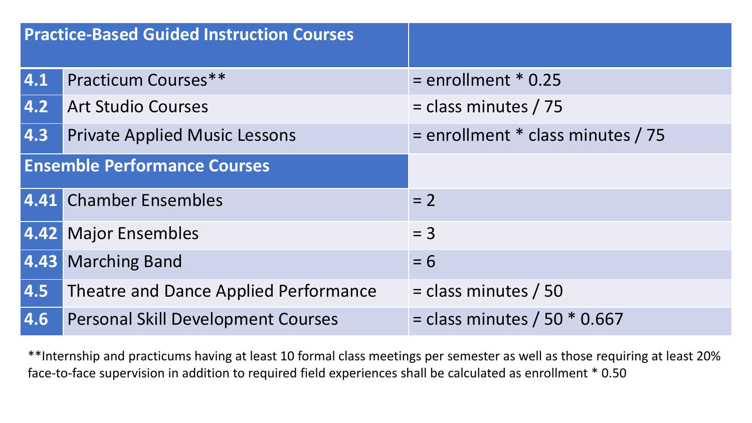| Practice-Based Guided Instruction Courses | | |
| --- | --- | --- |
| 4.1 | Practicum Courses** | = enrollment * 0.25 |
| 4.2 | Art Studio Courses | = class minutes / 75 |
| 4.3 | Private Applied Music Lessons | = enrollment * class minutes / 75 |
| **Ensemble Performance Courses** | | |
| 4.41 | Chamber Ensembles | = 2 |
| 4.42 | Major Ensembles | = 3 |
| 4.43 | Marching Band | = 6 |
| 4.5 | Theatre and Dance Applied Performance | = class minutes / 50 |
| 4.6 | Personal Skill Development Courses | = class minutes / 50 * 0.667 |

**Internship and practicums having at least 10 formal class meetings per semester as well as those requiring at least 20% face-to-face supervision in addition to required field experiences shall be calculated as enrollment * 0.50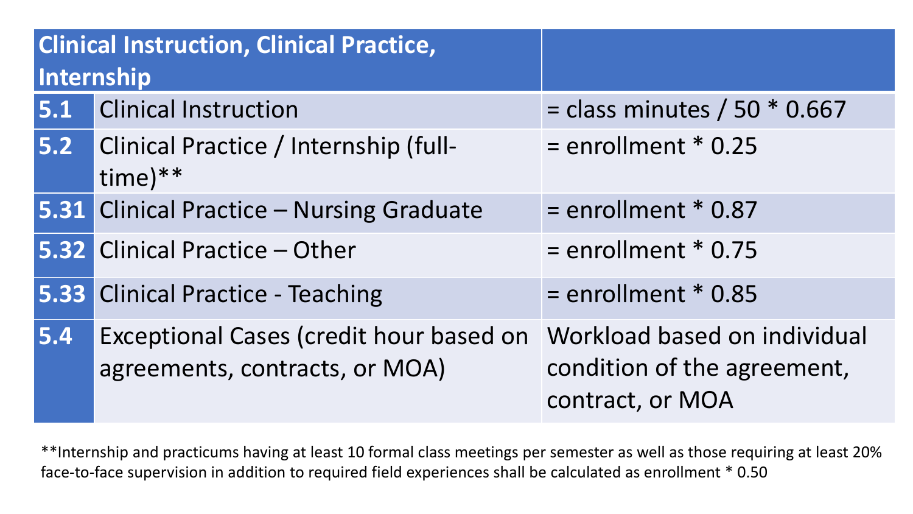| Clinical Instruction, Clinical Practice, Internship | | |
|---|---|---|
| 5.1 | Clinical Instruction | = class minutes / 50 * 0.667 |
| 5.2 | Clinical Practice / Internship (full-time)** | = enrollment * 0.25 |
| 5.31 | Clinical Practice – Nursing Graduate | = enrollment * 0.87 |
| 5.32 | Clinical Practice – Other | = enrollment * 0.75 |
| 5.33 | Clinical Practice - Teaching | = enrollment * 0.85 |
| 5.4 | Exceptional Cases (credit hour based on agreements, contracts, or MOA) | Workload based on individual condition of the agreement, contract, or MOA |

**Internship and practicums having at least 10 formal class meetings per semester as well as those requiring at least 20% face-to-face supervision in addition to required field experiences shall be calculated as enrollment * 0.50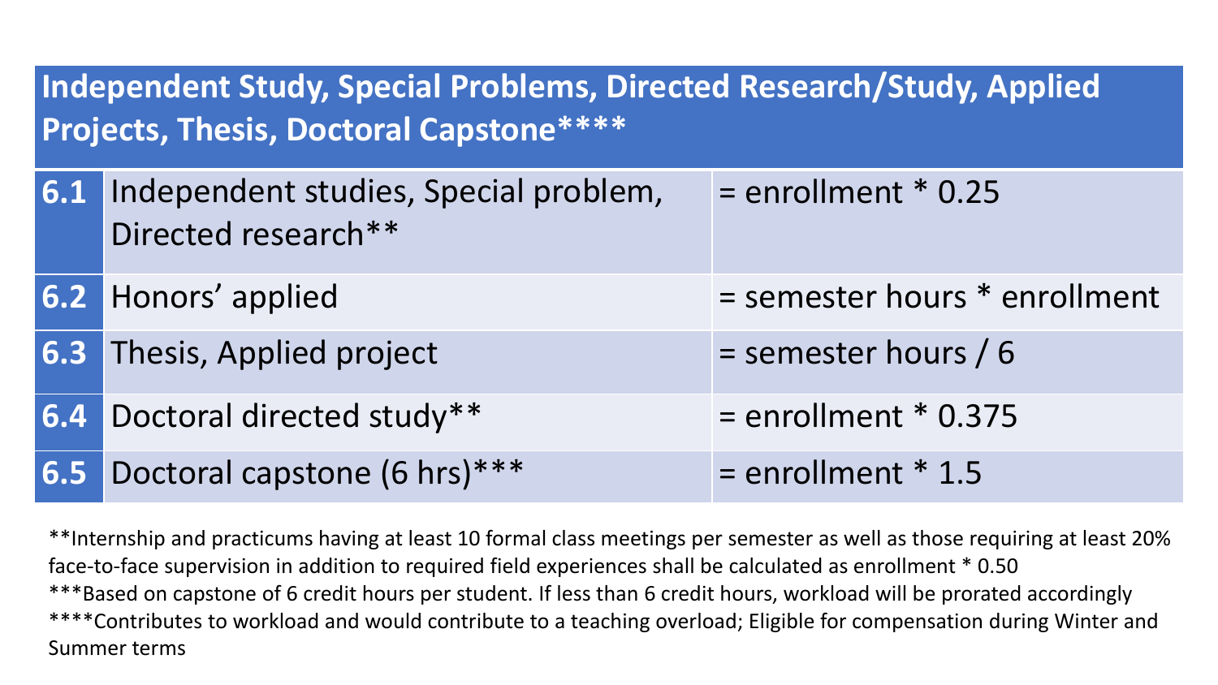| Independent Study, Special Problems, Directed Research/Study, Applied Projects, Thesis, Doctoral Capstone**** | | |
|---|---|---|
| 6.1 | Independent studies, Special problem, Directed research** | = enrollment * 0.25 |
| 6.2 | Honors' applied | = semester hours * enrollment |
| 6.3 | Thesis, Applied project | = semester hours / 6 |
| 6.4 | Doctoral directed study** | = enrollment * 0.375 |
| 6.5 | Doctoral capstone (6 hrs)*** | = enrollment * 1.5 |

**Internship and practicums having at least 10 formal class meetings per semester as well as those requiring at least 20% face-to-face supervision in addition to required field experiences shall be calculated as enrollment * 0.50

***Based on capstone of 6 credit hours per student. If less than 6 credit hours, workload will be prorated accordingly

****Contributes to workload and would contribute to a teaching overload; Eligible for compensation during Winter and Summer terms